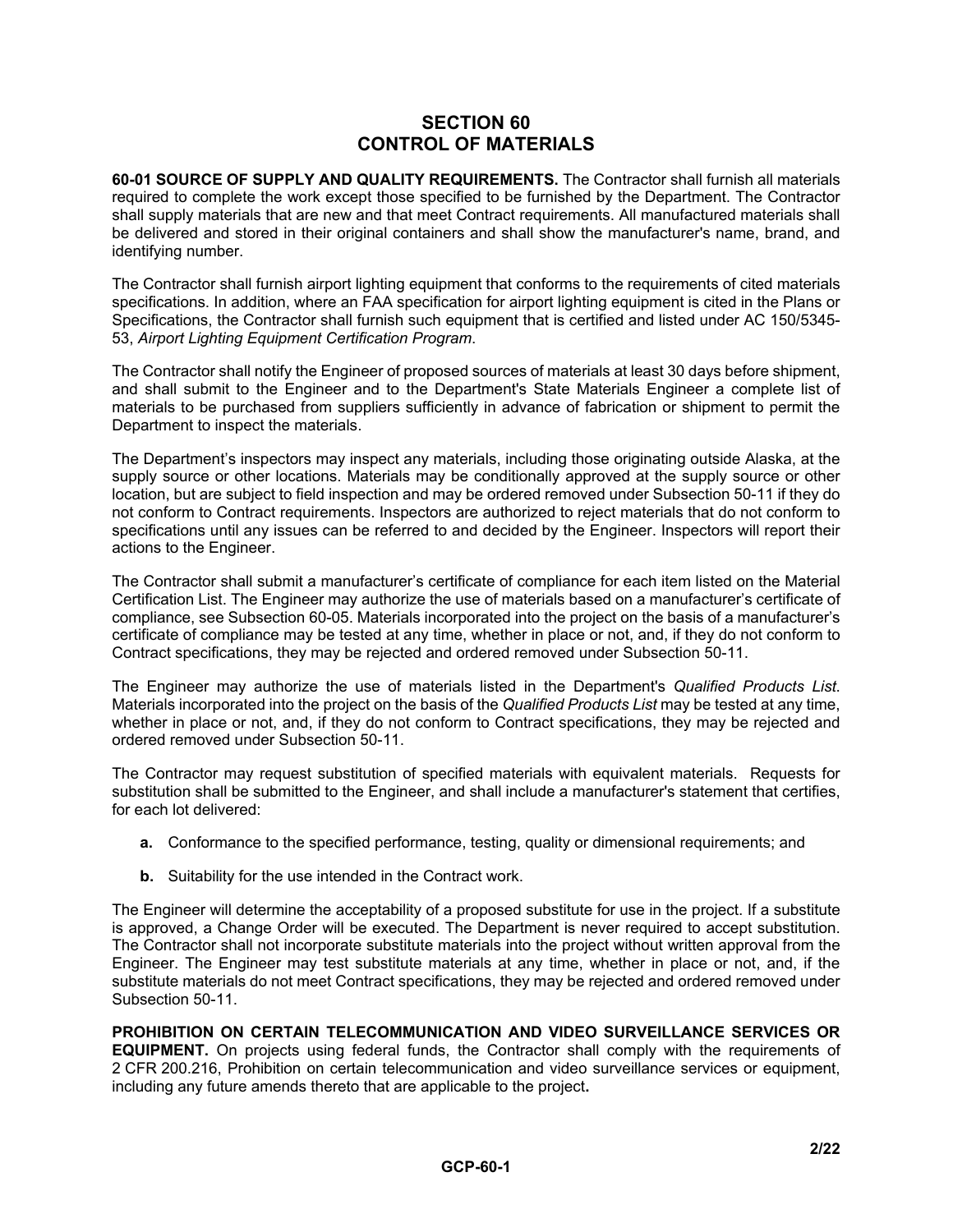# SECTION 60
# CONTROL OF MATERIALS

**60-01 SOURCE OF SUPPLY AND QUALITY REQUIREMENTS.** The Contractor shall furnish all materials required to complete the work except those specified to be furnished by the Department. The Contractor shall supply materials that are new and that meet Contract requirements. All manufactured materials shall be delivered and stored in their original containers and shall show the manufacturer's name, brand, and identifying number.

The Contractor shall furnish airport lighting equipment that conforms to the requirements of cited materials specifications. In addition, where an FAA specification for airport lighting equipment is cited in the Plans or Specifications, the Contractor shall furnish such equipment that is certified and listed under AC 150/5345-53, *Airport Lighting Equipment Certification Program*.

The Contractor shall notify the Engineer of proposed sources of materials at least 30 days before shipment, and shall submit to the Engineer and to the Department's State Materials Engineer a complete list of materials to be purchased from suppliers sufficiently in advance of fabrication or shipment to permit the Department to inspect the materials.

The Department's inspectors may inspect any materials, including those originating outside Alaska, at the supply source or other locations. Materials may be conditionally approved at the supply source or other location, but are subject to field inspection and may be ordered removed under Subsection 50-11 if they do not conform to Contract requirements. Inspectors are authorized to reject materials that do not conform to specifications until any issues can be referred to and decided by the Engineer. Inspectors will report their actions to the Engineer.

The Contractor shall submit a manufacturer's certificate of compliance for each item listed on the Material Certification List. The Engineer may authorize the use of materials based on a manufacturer's certificate of compliance, see Subsection 60-05. Materials incorporated into the project on the basis of a manufacturer's certificate of compliance may be tested at any time, whether in place or not, and, if they do not conform to Contract specifications, they may be rejected and ordered removed under Subsection 50-11.

The Engineer may authorize the use of materials listed in the Department's *Qualified Products List*. Materials incorporated into the project on the basis of the *Qualified Products List* may be tested at any time, whether in place or not, and, if they do not conform to Contract specifications, they may be rejected and ordered removed under Subsection 50-11.

The Contractor may request substitution of specified materials with equivalent materials. Requests for substitution shall be submitted to the Engineer, and shall include a manufacturer's statement that certifies, for each lot delivered:

- **a.** Conformance to the specified performance, testing, quality or dimensional requirements; and
- **b.** Suitability for the use intended in the Contract work.

The Engineer will determine the acceptability of a proposed substitute for use in the project. If a substitute is approved, a Change Order will be executed. The Department is never required to accept substitution. The Contractor shall not incorporate substitute materials into the project without written approval from the Engineer. The Engineer may test substitute materials at any time, whether in place or not, and, if the substitute materials do not meet Contract specifications, they may be rejected and ordered removed under Subsection 50-11.

**PROHIBITION ON CERTAIN TELECOMMUNICATION AND VIDEO SURVEILLANCE SERVICES OR EQUIPMENT.** On projects using federal funds, the Contractor shall comply with the requirements of 2 CFR 200.216, Prohibition on certain telecommunication and video surveillance services or equipment, including any future amends thereto that are applicable to the project**.**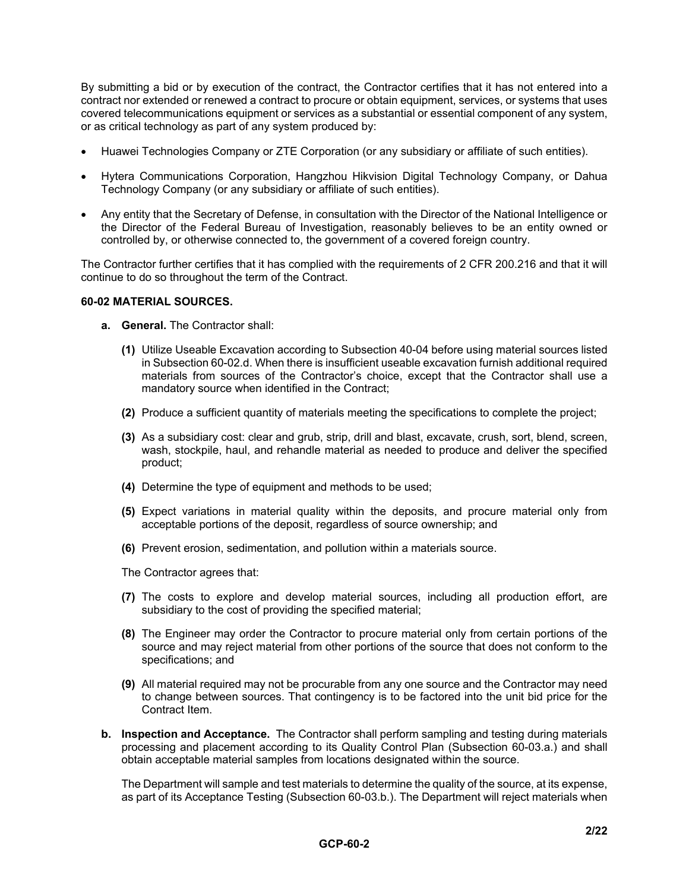By submitting a bid or by execution of the contract, the Contractor certifies that it has not entered into a contract nor extended or renewed a contract to procure or obtain equipment, services, or systems that uses covered telecommunications equipment or services as a substantial or essential component of any system, or as critical technology as part of any system produced by:

- Huawei Technologies Company or ZTE Corporation (or any subsidiary or affiliate of such entities).
- Hytera Communications Corporation, Hangzhou Hikvision Digital Technology Company, or Dahua Technology Company (or any subsidiary or affiliate of such entities).
- Any entity that the Secretary of Defense, in consultation with the Director of the National Intelligence or the Director of the Federal Bureau of Investigation, reasonably believes to be an entity owned or controlled by, or otherwise connected to, the government of a covered foreign country.

The Contractor further certifies that it has complied with the requirements of 2 CFR 200.216 and that it will continue to do so throughout the term of the Contract.

**60-02 MATERIAL SOURCES.**

**a. General.** The Contractor shall:

**(1)** Utilize Useable Excavation according to Subsection 40-04 before using material sources listed in Subsection 60-02.d. When there is insufficient useable excavation furnish additional required materials from sources of the Contractor's choice, except that the Contractor shall use a mandatory source when identified in the Contract;

**(2)** Produce a sufficient quantity of materials meeting the specifications to complete the project;

**(3)** As a subsidiary cost: clear and grub, strip, drill and blast, excavate, crush, sort, blend, screen, wash, stockpile, haul, and rehandle material as needed to produce and deliver the specified product;

**(4)** Determine the type of equipment and methods to be used;

**(5)** Expect variations in material quality within the deposits, and procure material only from acceptable portions of the deposit, regardless of source ownership; and

**(6)** Prevent erosion, sedimentation, and pollution within a materials source.

The Contractor agrees that:

**(7)** The costs to explore and develop material sources, including all production effort, are subsidiary to the cost of providing the specified material;

**(8)** The Engineer may order the Contractor to procure material only from certain portions of the source and may reject material from other portions of the source that does not conform to the specifications; and

**(9)** All material required may not be procurable from any one source and the Contractor may need to change between sources. That contingency is to be factored into the unit bid price for the Contract Item.

**b. Inspection and Acceptance.** The Contractor shall perform sampling and testing during materials processing and placement according to its Quality Control Plan (Subsection 60-03.a.) and shall obtain acceptable material samples from locations designated within the source.

The Department will sample and test materials to determine the quality of the source, at its expense, as part of its Acceptance Testing (Subsection 60-03.b.). The Department will reject materials when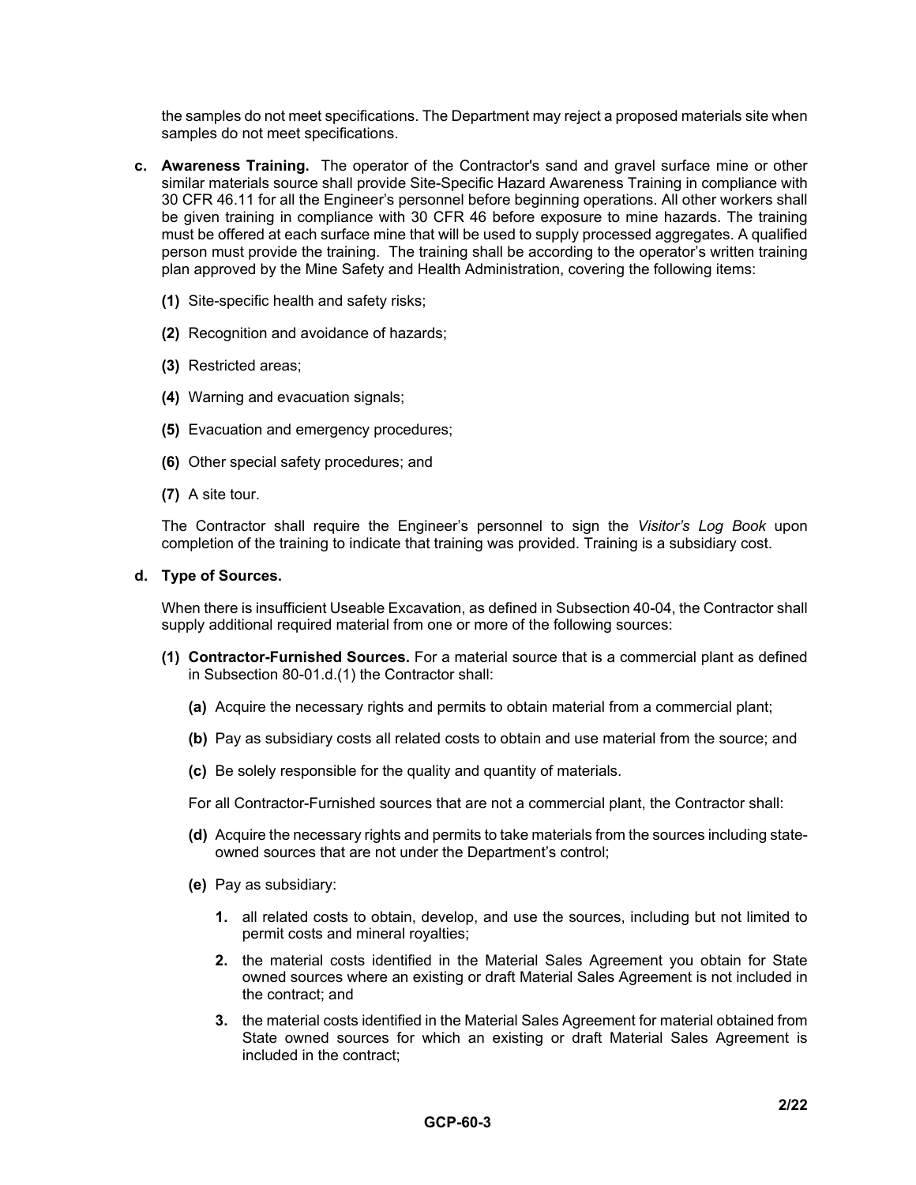the samples do not meet specifications. The Department may reject a proposed materials site when samples do not meet specifications.

**c. Awareness Training.** The operator of the Contractor's sand and gravel surface mine or other similar materials source shall provide Site-Specific Hazard Awareness Training in compliance with 30 CFR 46.11 for all the Engineer's personnel before beginning operations. All other workers shall be given training in compliance with 30 CFR 46 before exposure to mine hazards. The training must be offered at each surface mine that will be used to supply processed aggregates. A qualified person must provide the training. The training shall be according to the operator's written training plan approved by the Mine Safety and Health Administration, covering the following items:

**(1)** Site-specific health and safety risks;

**(2)** Recognition and avoidance of hazards;

**(3)** Restricted areas;

**(4)** Warning and evacuation signals;

**(5)** Evacuation and emergency procedures;

**(6)** Other special safety procedures; and

**(7)** A site tour.

The Contractor shall require the Engineer's personnel to sign the *Visitor's Log Book* upon completion of the training to indicate that training was provided. Training is a subsidiary cost.

**d. Type of Sources.**

When there is insufficient Useable Excavation, as defined in Subsection 40-04, the Contractor shall supply additional required material from one or more of the following sources:

**(1) Contractor-Furnished Sources.** For a material source that is a commercial plant as defined in Subsection 80-01.d.(1) the Contractor shall:

**(a)** Acquire the necessary rights and permits to obtain material from a commercial plant;

**(b)** Pay as subsidiary costs all related costs to obtain and use material from the source; and

**(c)** Be solely responsible for the quality and quantity of materials.

For all Contractor-Furnished sources that are not a commercial plant, the Contractor shall:

**(d)** Acquire the necessary rights and permits to take materials from the sources including state-owned sources that are not under the Department's control;

**(e)** Pay as subsidiary:

**1.** all related costs to obtain, develop, and use the sources, including but not limited to permit costs and mineral royalties;

**2.** the material costs identified in the Material Sales Agreement you obtain for State owned sources where an existing or draft Material Sales Agreement is not included in the contract; and

**3.** the material costs identified in the Material Sales Agreement for material obtained from State owned sources for which an existing or draft Material Sales Agreement is included in the contract;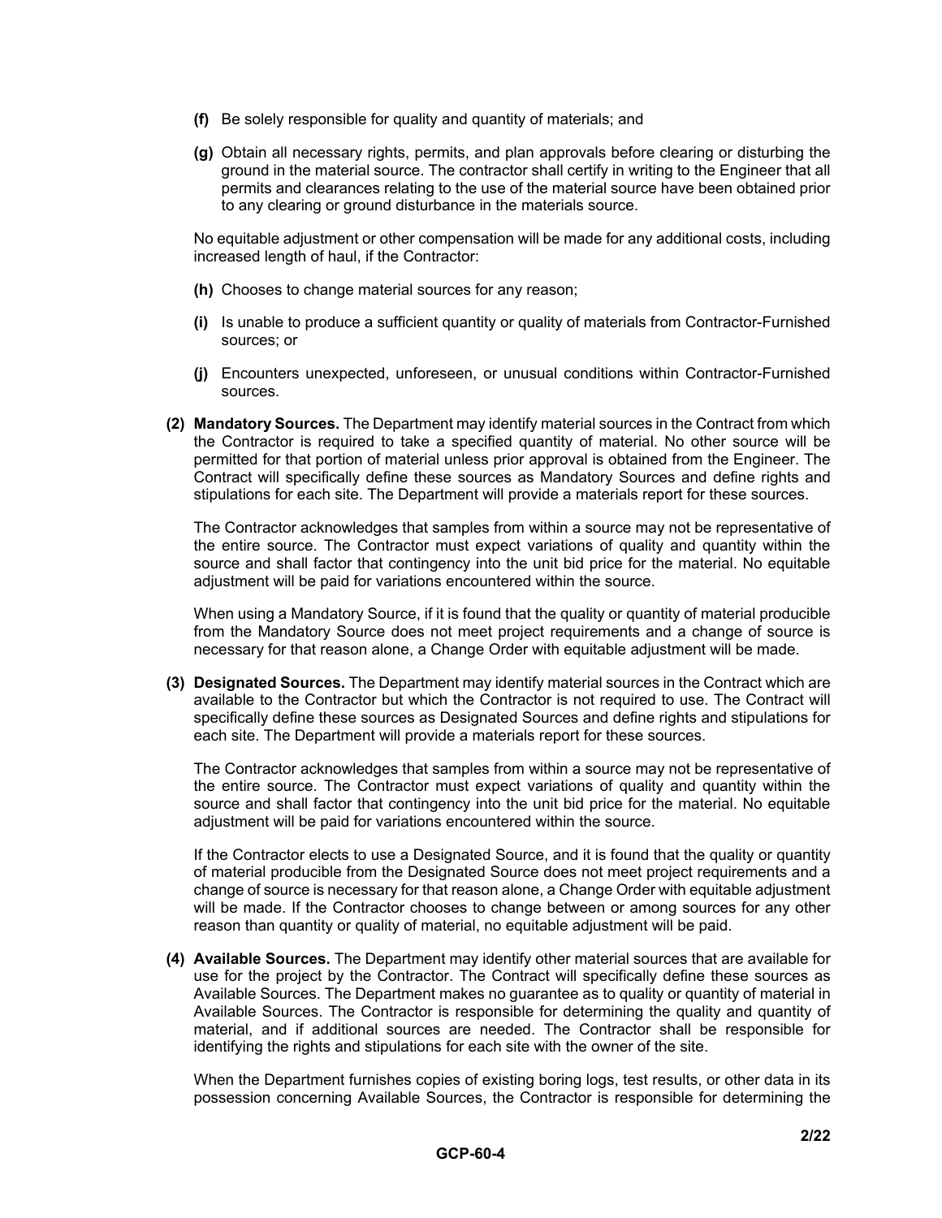**(f)** Be solely responsible for quality and quantity of materials; and

**(g)** Obtain all necessary rights, permits, and plan approvals before clearing or disturbing the ground in the material source. The contractor shall certify in writing to the Engineer that all permits and clearances relating to the use of the material source have been obtained prior to any clearing or ground disturbance in the materials source.

No equitable adjustment or other compensation will be made for any additional costs, including increased length of haul, if the Contractor:

**(h)** Chooses to change material sources for any reason;

**(i)** Is unable to produce a sufficient quantity or quality of materials from Contractor-Furnished sources; or

**(j)** Encounters unexpected, unforeseen, or unusual conditions within Contractor-Furnished sources.

**(2) Mandatory Sources.** The Department may identify material sources in the Contract from which the Contractor is required to take a specified quantity of material. No other source will be permitted for that portion of material unless prior approval is obtained from the Engineer. The Contract will specifically define these sources as Mandatory Sources and define rights and stipulations for each site. The Department will provide a materials report for these sources.

The Contractor acknowledges that samples from within a source may not be representative of the entire source. The Contractor must expect variations of quality and quantity within the source and shall factor that contingency into the unit bid price for the material. No equitable adjustment will be paid for variations encountered within the source.

When using a Mandatory Source, if it is found that the quality or quantity of material producible from the Mandatory Source does not meet project requirements and a change of source is necessary for that reason alone, a Change Order with equitable adjustment will be made.

**(3) Designated Sources.** The Department may identify material sources in the Contract which are available to the Contractor but which the Contractor is not required to use. The Contract will specifically define these sources as Designated Sources and define rights and stipulations for each site. The Department will provide a materials report for these sources.

The Contractor acknowledges that samples from within a source may not be representative of the entire source. The Contractor must expect variations of quality and quantity within the source and shall factor that contingency into the unit bid price for the material. No equitable adjustment will be paid for variations encountered within the source.

If the Contractor elects to use a Designated Source, and it is found that the quality or quantity of material producible from the Designated Source does not meet project requirements and a change of source is necessary for that reason alone, a Change Order with equitable adjustment will be made. If the Contractor chooses to change between or among sources for any other reason than quantity or quality of material, no equitable adjustment will be paid.

**(4) Available Sources.** The Department may identify other material sources that are available for use for the project by the Contractor. The Contract will specifically define these sources as Available Sources. The Department makes no guarantee as to quality or quantity of material in Available Sources. The Contractor is responsible for determining the quality and quantity of material, and if additional sources are needed. The Contractor shall be responsible for identifying the rights and stipulations for each site with the owner of the site.

When the Department furnishes copies of existing boring logs, test results, or other data in its possession concerning Available Sources, the Contractor is responsible for determining the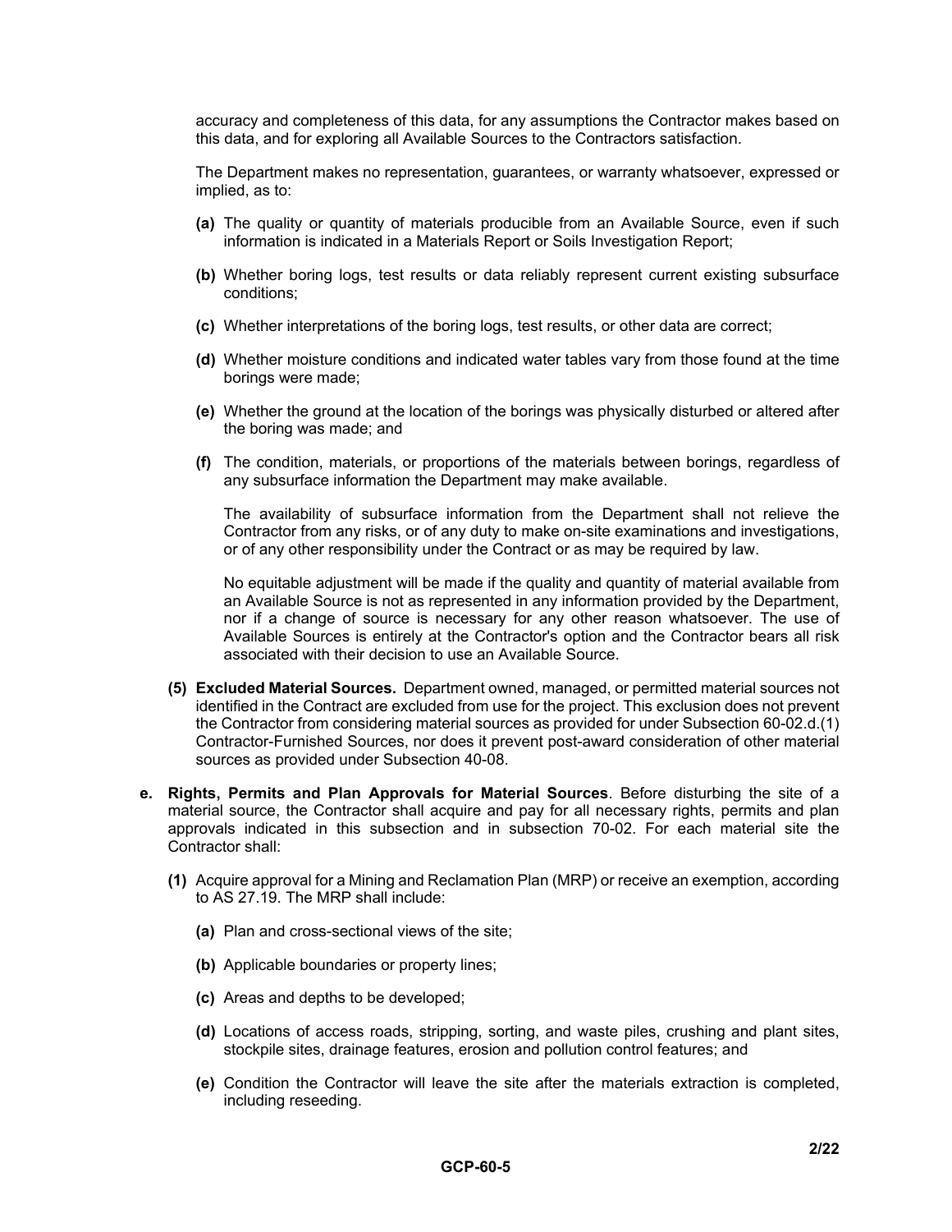accuracy and completeness of this data, for any assumptions the Contractor makes based on this data, and for exploring all Available Sources to the Contractors satisfaction.

The Department makes no representation, guarantees, or warranty whatsoever, expressed or implied, as to:

- **(a)** The quality or quantity of materials producible from an Available Source, even if such information is indicated in a Materials Report or Soils Investigation Report;
- **(b)** Whether boring logs, test results or data reliably represent current existing subsurface conditions;
- **(c)** Whether interpretations of the boring logs, test results, or other data are correct;
- **(d)** Whether moisture conditions and indicated water tables vary from those found at the time borings were made;
- **(e)** Whether the ground at the location of the borings was physically disturbed or altered after the boring was made; and
- **(f)** The condition, materials, or proportions of the materials between borings, regardless of any subsurface information the Department may make available.

  The availability of subsurface information from the Department shall not relieve the Contractor from any risks, or of any duty to make on-site examinations and investigations, or of any other responsibility under the Contract or as may be required by law.

  No equitable adjustment will be made if the quality and quantity of material available from an Available Source is not as represented in any information provided by the Department, nor if a change of source is necessary for any other reason whatsoever. The use of Available Sources is entirely at the Contractor's option and the Contractor bears all risk associated with their decision to use an Available Source.

**(5) Excluded Material Sources.** Department owned, managed, or permitted material sources not identified in the Contract are excluded from use for the project. This exclusion does not prevent the Contractor from considering material sources as provided for under Subsection 60-02.d.(1) Contractor-Furnished Sources, nor does it prevent post-award consideration of other material sources as provided under Subsection 40-08.

**e. Rights, Permits and Plan Approvals for Material Sources**. Before disturbing the site of a material source, the Contractor shall acquire and pay for all necessary rights, permits and plan approvals indicated in this subsection and in subsection 70-02. For each material site the Contractor shall:

**(1)** Acquire approval for a Mining and Reclamation Plan (MRP) or receive an exemption, according to AS 27.19. The MRP shall include:

- **(a)** Plan and cross-sectional views of the site;
- **(b)** Applicable boundaries or property lines;
- **(c)** Areas and depths to be developed;
- **(d)** Locations of access roads, stripping, sorting, and waste piles, crushing and plant sites, stockpile sites, drainage features, erosion and pollution control features; and
- **(e)** Condition the Contractor will leave the site after the materials extraction is completed, including reseeding.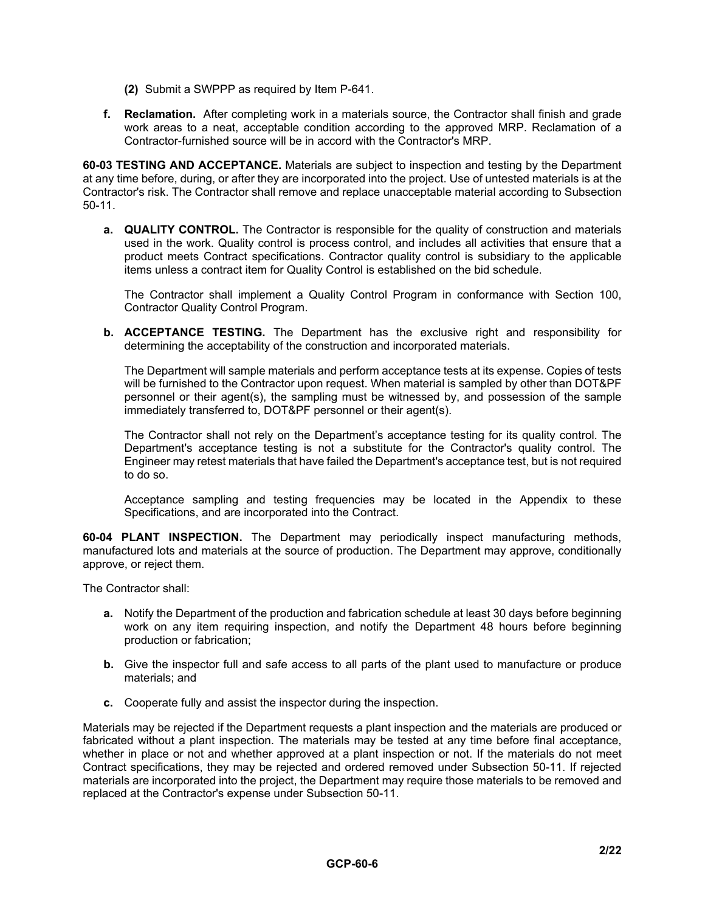(2) Submit a SWPPP as required by Item P-641.

**f. Reclamation.** After completing work in a materials source, the Contractor shall finish and grade work areas to a neat, acceptable condition according to the approved MRP. Reclamation of a Contractor-furnished source will be in accord with the Contractor's MRP.

**60-03 TESTING AND ACCEPTANCE.** Materials are subject to inspection and testing by the Department at any time before, during, or after they are incorporated into the project. Use of untested materials is at the Contractor's risk. The Contractor shall remove and replace unacceptable material according to Subsection 50-11.

**a. QUALITY CONTROL.** The Contractor is responsible for the quality of construction and materials used in the work. Quality control is process control, and includes all activities that ensure that a product meets Contract specifications. Contractor quality control is subsidiary to the applicable items unless a contract item for Quality Control is established on the bid schedule.

The Contractor shall implement a Quality Control Program in conformance with Section 100, Contractor Quality Control Program.

**b. ACCEPTANCE TESTING.** The Department has the exclusive right and responsibility for determining the acceptability of the construction and incorporated materials.

The Department will sample materials and perform acceptance tests at its expense. Copies of tests will be furnished to the Contractor upon request. When material is sampled by other than DOT&PF personnel or their agent(s), the sampling must be witnessed by, and possession of the sample immediately transferred to, DOT&PF personnel or their agent(s).

The Contractor shall not rely on the Department's acceptance testing for its quality control. The Department's acceptance testing is not a substitute for the Contractor's quality control. The Engineer may retest materials that have failed the Department's acceptance test, but is not required to do so.

Acceptance sampling and testing frequencies may be located in the Appendix to these Specifications, and are incorporated into the Contract.

**60-04 PLANT INSPECTION.** The Department may periodically inspect manufacturing methods, manufactured lots and materials at the source of production. The Department may approve, conditionally approve, or reject them.

The Contractor shall:

**a.** Notify the Department of the production and fabrication schedule at least 30 days before beginning work on any item requiring inspection, and notify the Department 48 hours before beginning production or fabrication;

**b.** Give the inspector full and safe access to all parts of the plant used to manufacture or produce materials; and

**c.** Cooperate fully and assist the inspector during the inspection.

Materials may be rejected if the Department requests a plant inspection and the materials are produced or fabricated without a plant inspection. The materials may be tested at any time before final acceptance, whether in place or not and whether approved at a plant inspection or not. If the materials do not meet Contract specifications, they may be rejected and ordered removed under Subsection 50-11. If rejected materials are incorporated into the project, the Department may require those materials to be removed and replaced at the Contractor's expense under Subsection 50-11.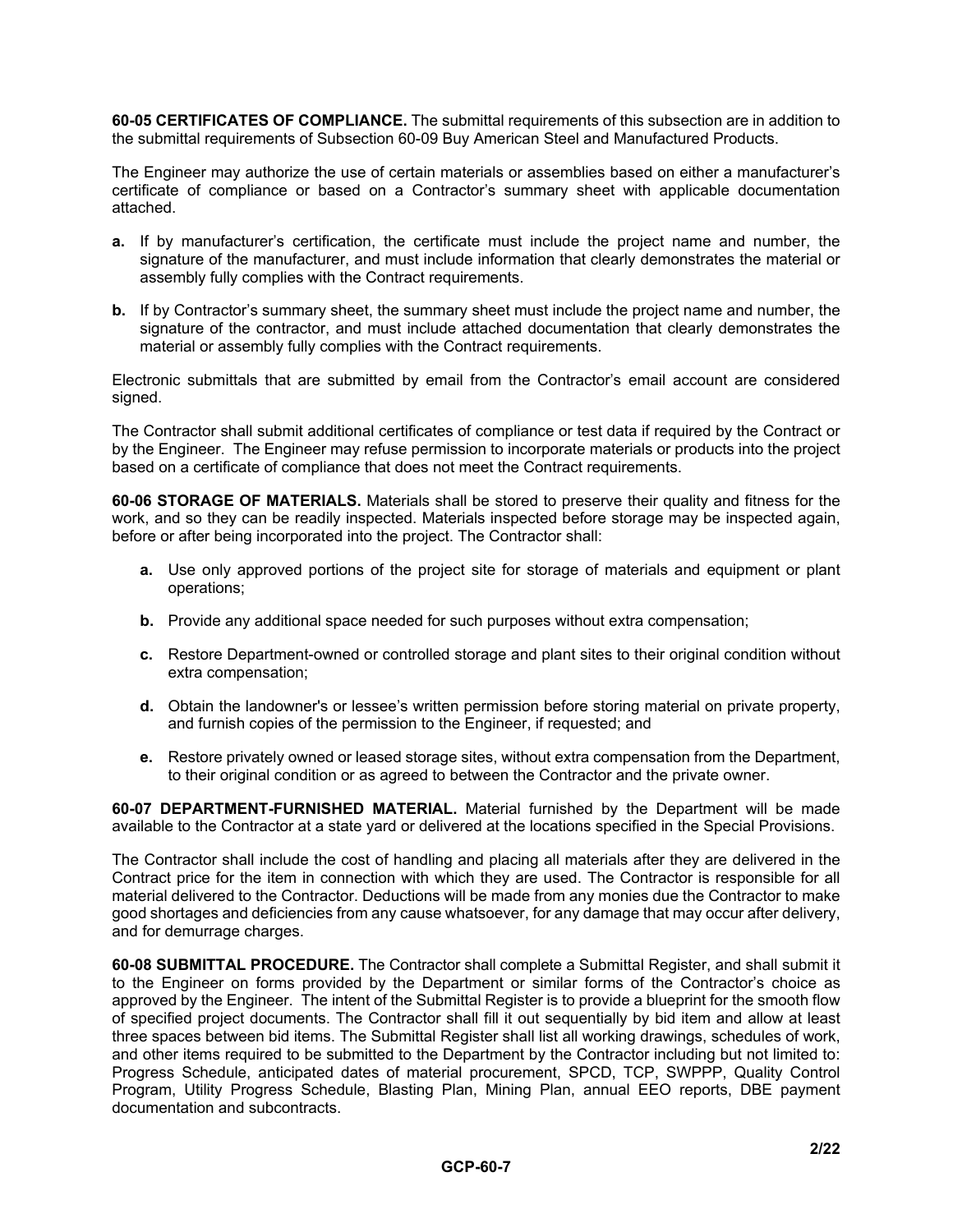**60-05 CERTIFICATES OF COMPLIANCE.** The submittal requirements of this subsection are in addition to the submittal requirements of Subsection 60-09 Buy American Steel and Manufactured Products.

The Engineer may authorize the use of certain materials or assemblies based on either a manufacturer's certificate of compliance or based on a Contractor's summary sheet with applicable documentation attached.

**a.** If by manufacturer's certification, the certificate must include the project name and number, the signature of the manufacturer, and must include information that clearly demonstrates the material or assembly fully complies with the Contract requirements.

**b.** If by Contractor's summary sheet, the summary sheet must include the project name and number, the signature of the contractor, and must include attached documentation that clearly demonstrates the material or assembly fully complies with the Contract requirements.

Electronic submittals that are submitted by email from the Contractor's email account are considered signed.

The Contractor shall submit additional certificates of compliance or test data if required by the Contract or by the Engineer. The Engineer may refuse permission to incorporate materials or products into the project based on a certificate of compliance that does not meet the Contract requirements.

**60-06 STORAGE OF MATERIALS.** Materials shall be stored to preserve their quality and fitness for the work, and so they can be readily inspected. Materials inspected before storage may be inspected again, before or after being incorporated into the project. The Contractor shall:

**a.** Use only approved portions of the project site for storage of materials and equipment or plant operations;

**b.** Provide any additional space needed for such purposes without extra compensation;

**c.** Restore Department-owned or controlled storage and plant sites to their original condition without extra compensation;

**d.** Obtain the landowner's or lessee's written permission before storing material on private property, and furnish copies of the permission to the Engineer, if requested; and

**e.** Restore privately owned or leased storage sites, without extra compensation from the Department, to their original condition or as agreed to between the Contractor and the private owner.

**60-07 DEPARTMENT-FURNISHED MATERIAL.** Material furnished by the Department will be made available to the Contractor at a state yard or delivered at the locations specified in the Special Provisions.

The Contractor shall include the cost of handling and placing all materials after they are delivered in the Contract price for the item in connection with which they are used. The Contractor is responsible for all material delivered to the Contractor. Deductions will be made from any monies due the Contractor to make good shortages and deficiencies from any cause whatsoever, for any damage that may occur after delivery, and for demurrage charges.

**60-08 SUBMITTAL PROCEDURE.** The Contractor shall complete a Submittal Register, and shall submit it to the Engineer on forms provided by the Department or similar forms of the Contractor's choice as approved by the Engineer. The intent of the Submittal Register is to provide a blueprint for the smooth flow of specified project documents. The Contractor shall fill it out sequentially by bid item and allow at least three spaces between bid items. The Submittal Register shall list all working drawings, schedules of work, and other items required to be submitted to the Department by the Contractor including but not limited to: Progress Schedule, anticipated dates of material procurement, SPCD, TCP, SWPPP, Quality Control Program, Utility Progress Schedule, Blasting Plan, Mining Plan, annual EEO reports, DBE payment documentation and subcontracts.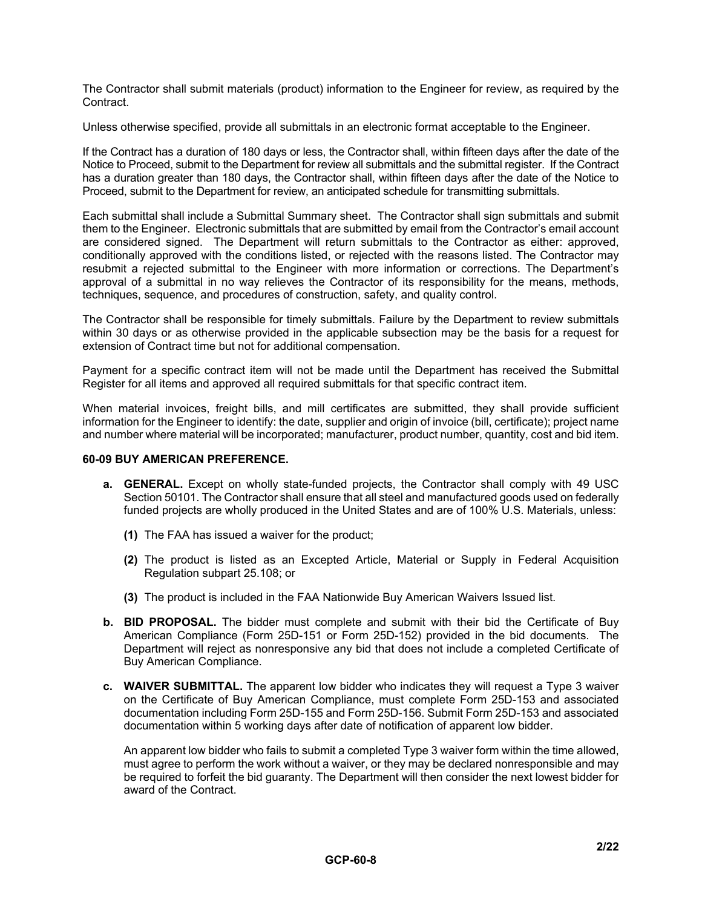The Contractor shall submit materials (product) information to the Engineer for review, as required by the Contract.

Unless otherwise specified, provide all submittals in an electronic format acceptable to the Engineer.

If the Contract has a duration of 180 days or less, the Contractor shall, within fifteen days after the date of the Notice to Proceed, submit to the Department for review all submittals and the submittal register. If the Contract has a duration greater than 180 days, the Contractor shall, within fifteen days after the date of the Notice to Proceed, submit to the Department for review, an anticipated schedule for transmitting submittals.

Each submittal shall include a Submittal Summary sheet. The Contractor shall sign submittals and submit them to the Engineer. Electronic submittals that are submitted by email from the Contractor's email account are considered signed. The Department will return submittals to the Contractor as either: approved, conditionally approved with the conditions listed, or rejected with the reasons listed. The Contractor may resubmit a rejected submittal to the Engineer with more information or corrections. The Department's approval of a submittal in no way relieves the Contractor of its responsibility for the means, methods, techniques, sequence, and procedures of construction, safety, and quality control.

The Contractor shall be responsible for timely submittals. Failure by the Department to review submittals within 30 days or as otherwise provided in the applicable subsection may be the basis for a request for extension of Contract time but not for additional compensation.

Payment for a specific contract item will not be made until the Department has received the Submittal Register for all items and approved all required submittals for that specific contract item.

When material invoices, freight bills, and mill certificates are submitted, they shall provide sufficient information for the Engineer to identify: the date, supplier and origin of invoice (bill, certificate); project name and number where material will be incorporated; manufacturer, product number, quantity, cost and bid item.

**60-09 BUY AMERICAN PREFERENCE.**

**a. GENERAL.** Except on wholly state-funded projects, the Contractor shall comply with 49 USC Section 50101. The Contractor shall ensure that all steel and manufactured goods used on federally funded projects are wholly produced in the United States and are of 100% U.S. Materials, unless:

- **(1)** The FAA has issued a waiver for the product;
- **(2)** The product is listed as an Excepted Article, Material or Supply in Federal Acquisition Regulation subpart 25.108; or
- **(3)** The product is included in the FAA Nationwide Buy American Waivers Issued list.

**b. BID PROPOSAL.** The bidder must complete and submit with their bid the Certificate of Buy American Compliance (Form 25D-151 or Form 25D-152) provided in the bid documents. The Department will reject as nonresponsive any bid that does not include a completed Certificate of Buy American Compliance.

**c. WAIVER SUBMITTAL.** The apparent low bidder who indicates they will request a Type 3 waiver on the Certificate of Buy American Compliance, must complete Form 25D-153 and associated documentation including Form 25D-155 and Form 25D-156. Submit Form 25D-153 and associated documentation within 5 working days after date of notification of apparent low bidder.

An apparent low bidder who fails to submit a completed Type 3 waiver form within the time allowed, must agree to perform the work without a waiver, or they may be declared nonresponsible and may be required to forfeit the bid guaranty. The Department will then consider the next lowest bidder for award of the Contract.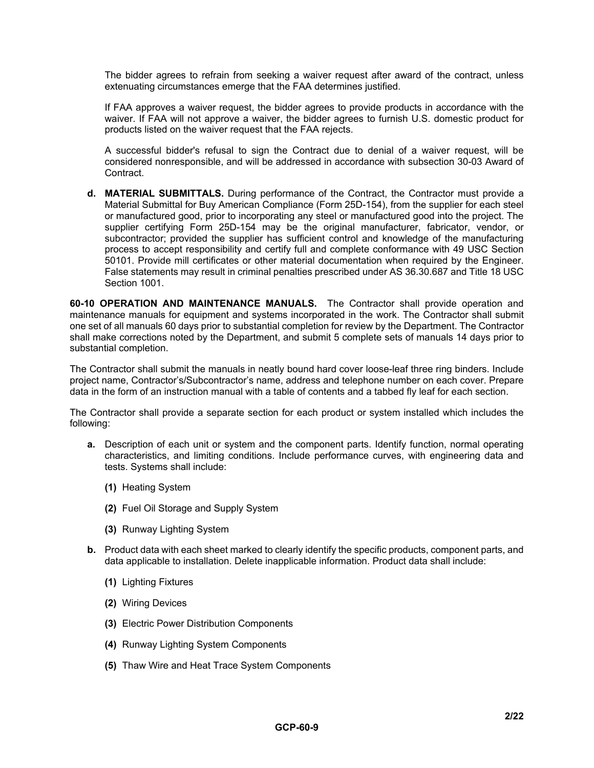The bidder agrees to refrain from seeking a waiver request after award of the contract, unless extenuating circumstances emerge that the FAA determines justified.

If FAA approves a waiver request, the bidder agrees to provide products in accordance with the waiver. If FAA will not approve a waiver, the bidder agrees to furnish U.S. domestic product for products listed on the waiver request that the FAA rejects.

A successful bidder's refusal to sign the Contract due to denial of a waiver request, will be considered nonresponsible, and will be addressed in accordance with subsection 30-03 Award of Contract.

**d. MATERIAL SUBMITTALS.** During performance of the Contract, the Contractor must provide a Material Submittal for Buy American Compliance (Form 25D-154), from the supplier for each steel or manufactured good, prior to incorporating any steel or manufactured good into the project. The supplier certifying Form 25D-154 may be the original manufacturer, fabricator, vendor, or subcontractor; provided the supplier has sufficient control and knowledge of the manufacturing process to accept responsibility and certify full and complete conformance with 49 USC Section 50101. Provide mill certificates or other material documentation when required by the Engineer. False statements may result in criminal penalties prescribed under AS 36.30.687 and Title 18 USC Section 1001.

**60-10 OPERATION AND MAINTENANCE MANUALS.** The Contractor shall provide operation and maintenance manuals for equipment and systems incorporated in the work. The Contractor shall submit one set of all manuals 60 days prior to substantial completion for review by the Department. The Contractor shall make corrections noted by the Department, and submit 5 complete sets of manuals 14 days prior to substantial completion.

The Contractor shall submit the manuals in neatly bound hard cover loose-leaf three ring binders. Include project name, Contractor's/Subcontractor's name, address and telephone number on each cover. Prepare data in the form of an instruction manual with a table of contents and a tabbed fly leaf for each section.

The Contractor shall provide a separate section for each product or system installed which includes the following:

**a.** Description of each unit or system and the component parts. Identify function, normal operating characteristics, and limiting conditions. Include performance curves, with engineering data and tests. Systems shall include:

- **(1)** Heating System
- **(2)** Fuel Oil Storage and Supply System
- **(3)** Runway Lighting System

**b.** Product data with each sheet marked to clearly identify the specific products, component parts, and data applicable to installation. Delete inapplicable information. Product data shall include:

- **(1)** Lighting Fixtures
- **(2)** Wiring Devices
- **(3)** Electric Power Distribution Components
- **(4)** Runway Lighting System Components
- **(5)** Thaw Wire and Heat Trace System Components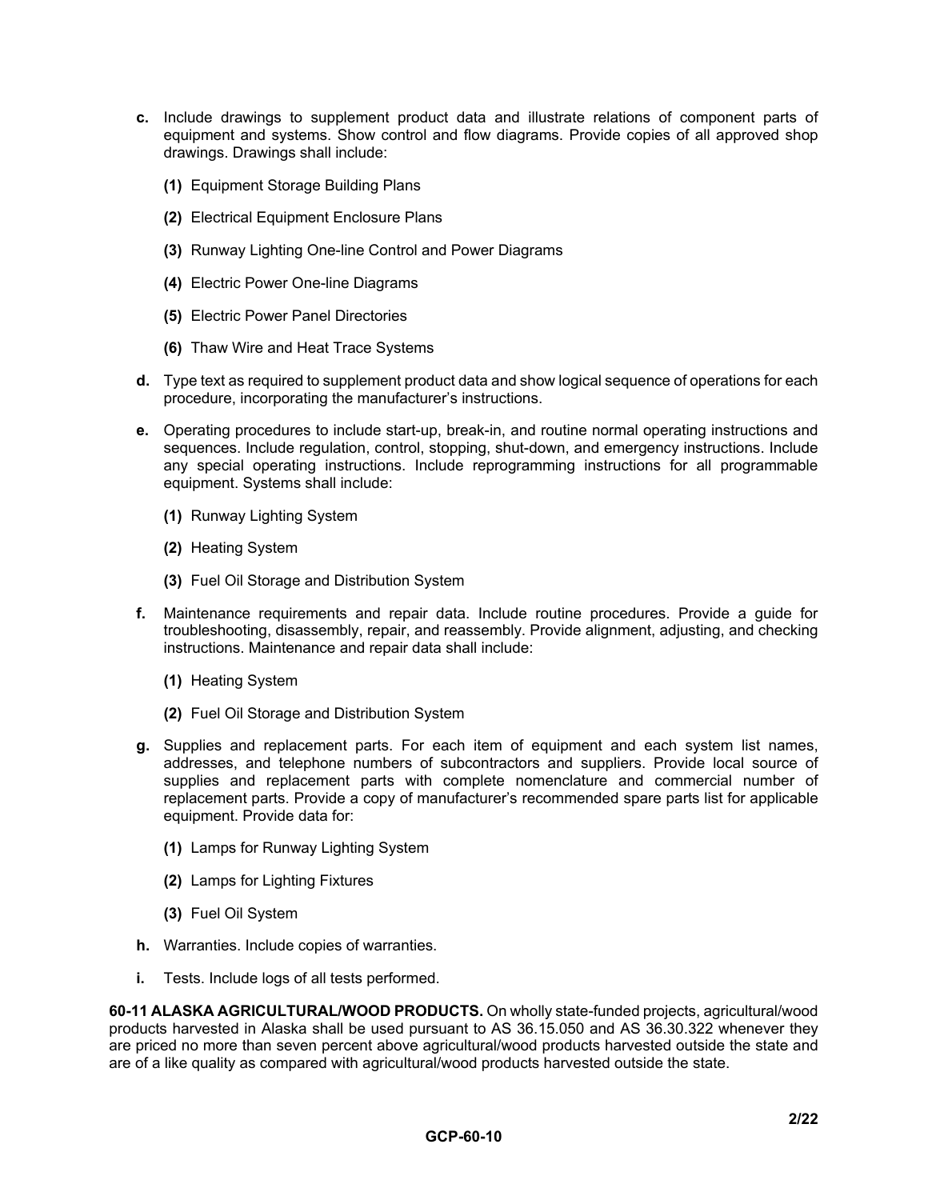**c.** Include drawings to supplement product data and illustrate relations of component parts of equipment and systems. Show control and flow diagrams. Provide copies of all approved shop drawings. Drawings shall include:

  **(1)** Equipment Storage Building Plans

  **(2)** Electrical Equipment Enclosure Plans

  **(3)** Runway Lighting One-line Control and Power Diagrams

  **(4)** Electric Power One-line Diagrams

  **(5)** Electric Power Panel Directories

  **(6)** Thaw Wire and Heat Trace Systems

**d.** Type text as required to supplement product data and show logical sequence of operations for each procedure, incorporating the manufacturer's instructions.

**e.** Operating procedures to include start-up, break-in, and routine normal operating instructions and sequences. Include regulation, control, stopping, shut-down, and emergency instructions. Include any special operating instructions. Include reprogramming instructions for all programmable equipment. Systems shall include:

  **(1)** Runway Lighting System

  **(2)** Heating System

  **(3)** Fuel Oil Storage and Distribution System

**f.** Maintenance requirements and repair data. Include routine procedures. Provide a guide for troubleshooting, disassembly, repair, and reassembly. Provide alignment, adjusting, and checking instructions. Maintenance and repair data shall include:

  **(1)** Heating System

  **(2)** Fuel Oil Storage and Distribution System

**g.** Supplies and replacement parts. For each item of equipment and each system list names, addresses, and telephone numbers of subcontractors and suppliers. Provide local source of supplies and replacement parts with complete nomenclature and commercial number of replacement parts. Provide a copy of manufacturer's recommended spare parts list for applicable equipment. Provide data for:

  **(1)** Lamps for Runway Lighting System

  **(2)** Lamps for Lighting Fixtures

  **(3)** Fuel Oil System

**h.** Warranties. Include copies of warranties.

**i.** Tests. Include logs of all tests performed.

**60-11 ALASKA AGRICULTURAL/WOOD PRODUCTS.** On wholly state-funded projects, agricultural/wood products harvested in Alaska shall be used pursuant to AS 36.15.050 and AS 36.30.322 whenever they are priced no more than seven percent above agricultural/wood products harvested outside the state and are of a like quality as compared with agricultural/wood products harvested outside the state.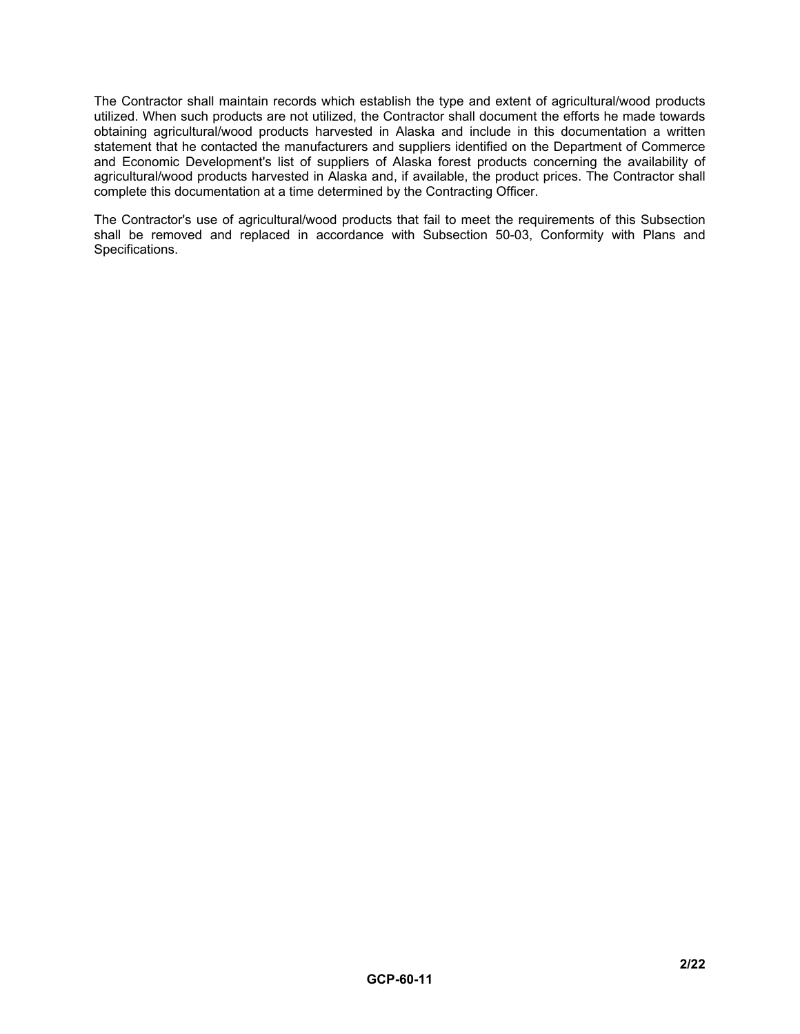The Contractor shall maintain records which establish the type and extent of agricultural/wood products utilized. When such products are not utilized, the Contractor shall document the efforts he made towards obtaining agricultural/wood products harvested in Alaska and include in this documentation a written statement that he contacted the manufacturers and suppliers identified on the Department of Commerce and Economic Development's list of suppliers of Alaska forest products concerning the availability of agricultural/wood products harvested in Alaska and, if available, the product prices. The Contractor shall complete this documentation at a time determined by the Contracting Officer.

The Contractor's use of agricultural/wood products that fail to meet the requirements of this Subsection shall be removed and replaced in accordance with Subsection 50-03, Conformity with Plans and Specifications.